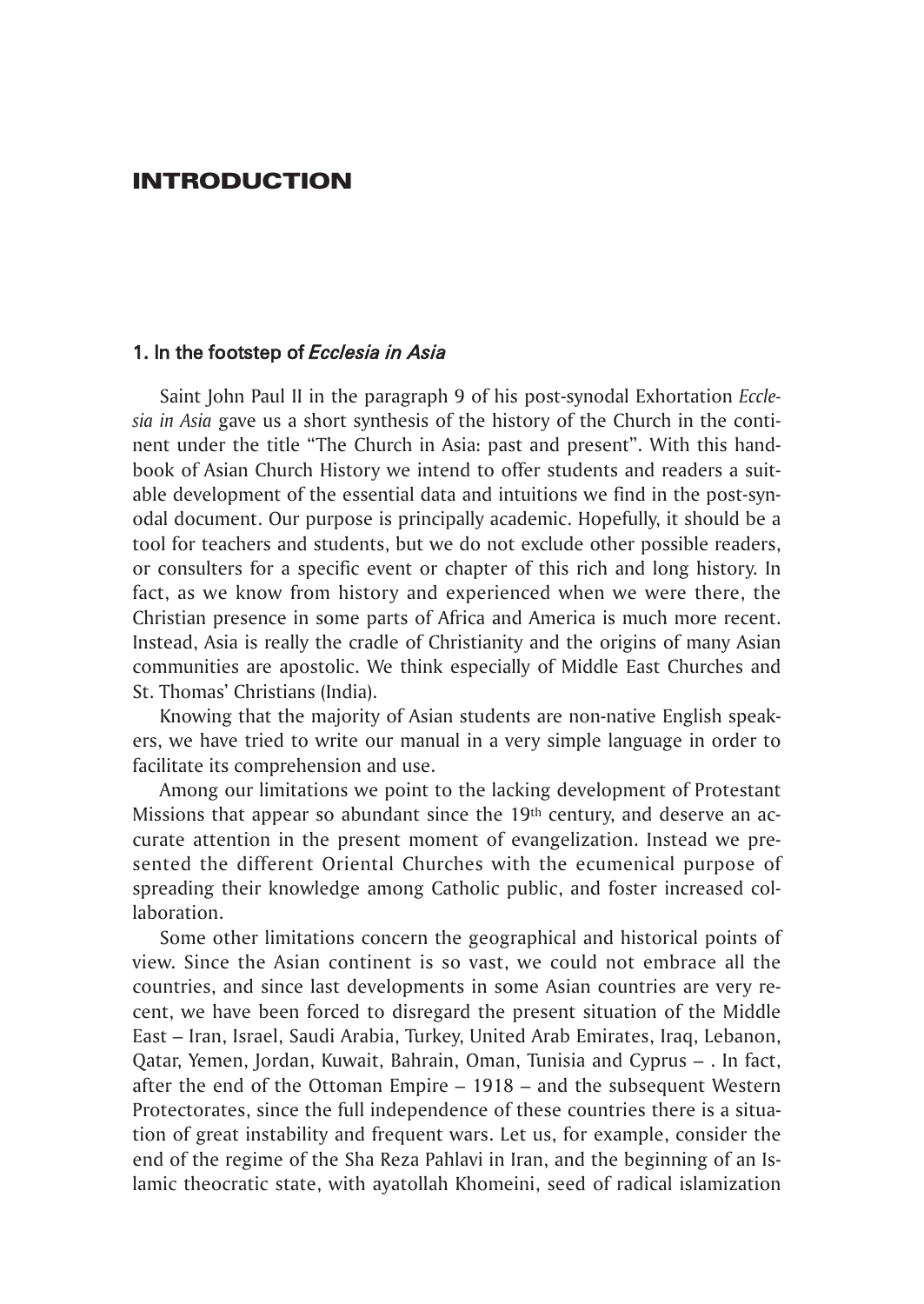# INTRODUCTION

## 1. In the footstep of *Ecclesia in Asia*

Saint John Paul II in the paragraph 9 of his post-synodal Exhortation *Ecclesia in Asia* gave us a short synthesis of the history of the Church in the continent under the title "The Church in Asia: past and present". With this handbook of Asian Church History we intend to offer students and readers a suitable development of the essential data and intuitions we find in the post-synodal document. Our purpose is principally academic. Hopefully, it should be a tool for teachers and students, but we do not exclude other possible readers, or consulters for a specific event or chapter of this rich and long history. In fact, as we know from history and experienced when we were there, the Christian presence in some parts of Africa and America is much more recent. Instead, Asia is really the cradle of Christianity and the origins of many Asian communities are apostolic. We think especially of Middle East Churches and St. Thomas' Christians (India).

Knowing that the majority of Asian students are non-native English speakers, we have tried to write our manual in a very simple language in order to facilitate its comprehension and use.

Among our limitations we point to the lacking development of Protestant Missions that appear so abundant since the 19th century, and deserve an accurate attention in the present moment of evangelization. Instead we presented the different Oriental Churches with the ecumenical purpose of spreading their knowledge among Catholic public, and foster increased collaboration.

Some other limitations concern the geographical and historical points of view. Since the Asian continent is so vast, we could not embrace all the countries, and since last developments in some Asian countries are very recent, we have been forced to disregard the present situation of the Middle East – Iran, Israel, Saudi Arabia, Turkey, United Arab Emirates, Iraq, Lebanon, Qatar, Yemen, Jordan, Kuwait, Bahrain, Oman, Tunisia and Cyprus – . In fact, after the end of the Ottoman Empire – 1918 – and the subsequent Western Protectorates, since the full independence of these countries there is a situation of great instability and frequent wars. Let us, for example, consider the end of the regime of the Sha Reza Pahlavi in Iran, and the beginning of an Islamic theocratic state, with ayatollah Khomeini, seed of radical islamization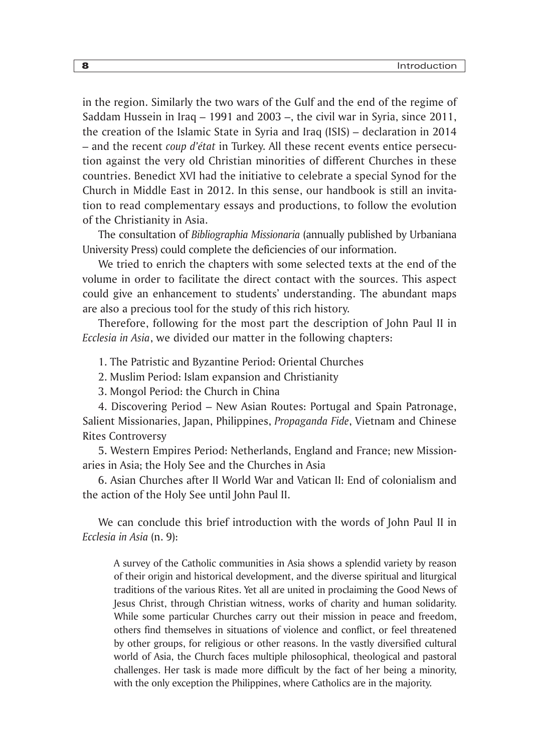in the region. Similarly the two wars of the Gulf and the end of the regime of Saddam Hussein in Iraq – 1991 and 2003 –, the civil war in Syria, since 2011, the creation of the Islamic State in Syria and Iraq (ISIS) – declaration in 2014 – and the recent *coup d'état* in Turkey. All these recent events entice persecution against the very old Christian minorities of different Churches in these countries. Benedict XVI had the initiative to celebrate a special Synod for the Church in Middle East in 2012. In this sense, our handbook is still an invitation to read complementary essays and productions, to follow the evolution of the Christianity in Asia.

The consultation of *Bibliographia Missionaria* (annually published by Urbaniana University Press) could complete the deficiencies of our information.

We tried to enrich the chapters with some selected texts at the end of the volume in order to facilitate the direct contact with the sources. This aspect could give an enhancement to students' understanding. The abundant maps are also a precious tool for the study of this rich history.

Therefore, following for the most part the description of John Paul II in *Ecclesia in Asia*, we divided our matter in the following chapters:

1. The Patristic and Byzantine Period: Oriental Churches
2. Muslim Period: Islam expansion and Christianity
3. Mongol Period: the Church in China
4. Discovering Period – New Asian Routes: Portugal and Spain Patronage, Salient Missionaries, Japan, Philippines, *Propaganda Fide*, Vietnam and Chinese Rites Controversy
5. Western Empires Period: Netherlands, England and France; new Missionaries in Asia; the Holy See and the Churches in Asia
6. Asian Churches after II World War and Vatican II: End of colonialism and the action of the Holy See until John Paul II.

We can conclude this brief introduction with the words of John Paul II in *Ecclesia in Asia* (n. 9):

> A survey of the Catholic communities in Asia shows a splendid variety by reason of their origin and historical development, and the diverse spiritual and liturgical traditions of the various Rites. Yet all are united in proclaiming the Good News of Jesus Christ, through Christian witness, works of charity and human solidarity. While some particular Churches carry out their mission in peace and freedom, others find themselves in situations of violence and conflict, or feel threatened by other groups, for religious or other reasons. In the vastly diversified cultural world of Asia, the Church faces multiple philosophical, theological and pastoral challenges. Her task is made more difficult by the fact of her being a minority, with the only exception the Philippines, where Catholics are in the majority.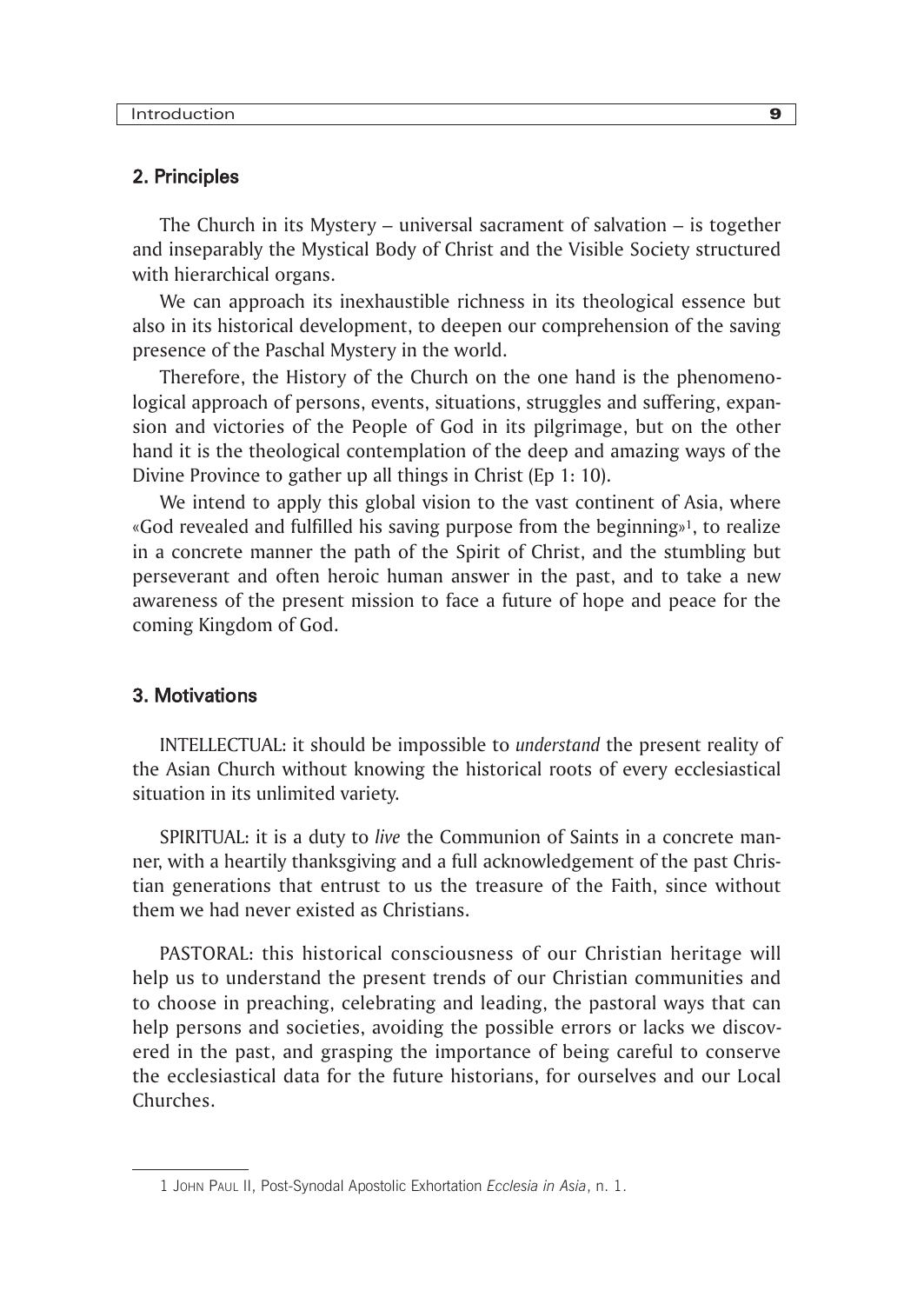## 2. Principles

The Church in its Mystery – universal sacrament of salvation – is together and inseparably the Mystical Body of Christ and the Visible Society structured with hierarchical organs.

We can approach its inexhaustible richness in its theological essence but also in its historical development, to deepen our comprehension of the saving presence of the Paschal Mystery in the world.

Therefore, the History of the Church on the one hand is the phenomenological approach of persons, events, situations, struggles and suffering, expansion and victories of the People of God in its pilgrimage, but on the other hand it is the theological contemplation of the deep and amazing ways of the Divine Province to gather up all things in Christ (Ep 1: 10).

We intend to apply this global vision to the vast continent of Asia, where «God revealed and fulfilled his saving purpose from the beginning»[1], to realize in a concrete manner the path of the Spirit of Christ, and the stumbling but perseverant and often heroic human answer in the past, and to take a new awareness of the present mission to face a future of hope and peace for the coming Kingdom of God.

## 3. Motivations

INTELLECTUAL: it should be impossible to *understand* the present reality of the Asian Church without knowing the historical roots of every ecclesiastical situation in its unlimited variety.

SPIRITUAL: it is a duty to *live* the Communion of Saints in a concrete manner, with a heartily thanksgiving and a full acknowledgement of the past Christian generations that entrust to us the treasure of the Faith, since without them we had never existed as Christians.

PASTORAL: this historical consciousness of our Christian heritage will help us to understand the present trends of our Christian communities and to choose in preaching, celebrating and leading, the pastoral ways that can help persons and societies, avoiding the possible errors or lacks we discovered in the past, and grasping the importance of being careful to conserve the ecclesiastical data for the future historians, for ourselves and our Local Churches.

---

1 John Paul II, Post-Synodal Apostolic Exhortation *Ecclesia in Asia*, n. 1.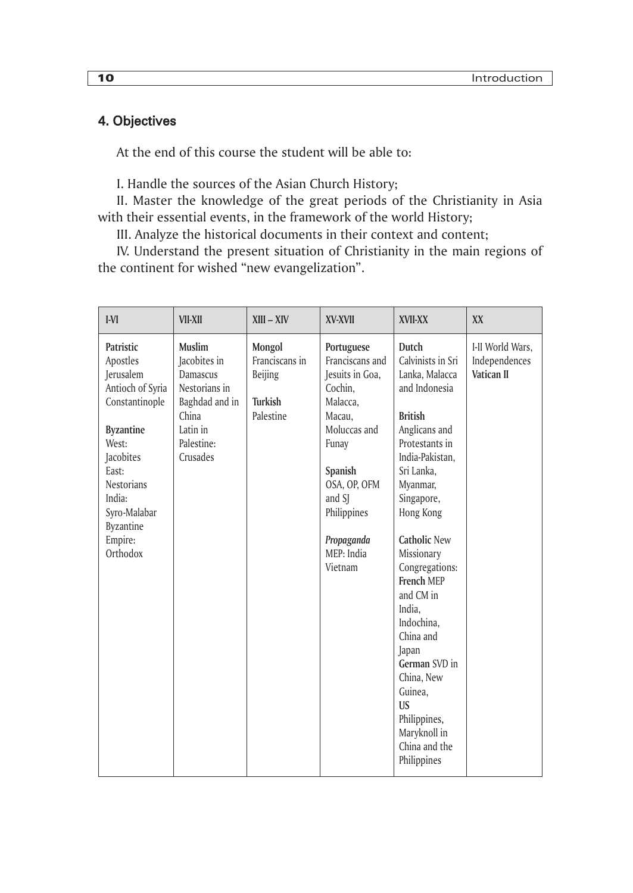## 4. Objectives

At the end of this course the student will be able to:

I. Handle the sources of the Asian Church History;

II. Master the knowledge of the great periods of the Christianity in Asia with their essential events, in the framework of the world History;

III. Analyze the historical documents in their context and content;

IV. Understand the present situation of Christianity in the main regions of the continent for wished "new evangelization".

| I-VI | VII-XII | XIII – XIV | XV-XVII | XVII-XX | XX |
|---|---|---|---|---|---|
| **Patristic** Apostles Jerusalem Antioch of Syria Constantinople<br><br>**Byzantine** West: Jacobites East: Nestorians India: Syro-Malabar Byzantine Empire: Orthodox | **Muslim** Jacobites in Damascus Nestorians in Baghdad and in China Latin in Palestine: Crusades | **Mongol** Franciscans in Beijing<br><br>**Turkish** Palestine | **Portuguese** Franciscans and Jesuits in Goa, Cochin, Malacca, Macau, Moluccas and Funay<br><br>**Spanish** OSA, OP, OFM and SJ Philippines<br><br>***Propaganda*** MEP: India Vietnam | **Dutch** Calvinists in Sri Lanka, Malacca and Indonesia<br><br>**British** Anglicans and Protestants in India-Pakistan, Sri Lanka, Myanmar, Singapore, Hong Kong<br><br>**Catholic** New Missionary Congregations: **French** MEP and CM in India, Indochina, China and Japan **German** SVD in China, New Guinea, **US** Philippines, Maryknoll in China and the Philippines | I-II World Wars, Independences **Vatican II** |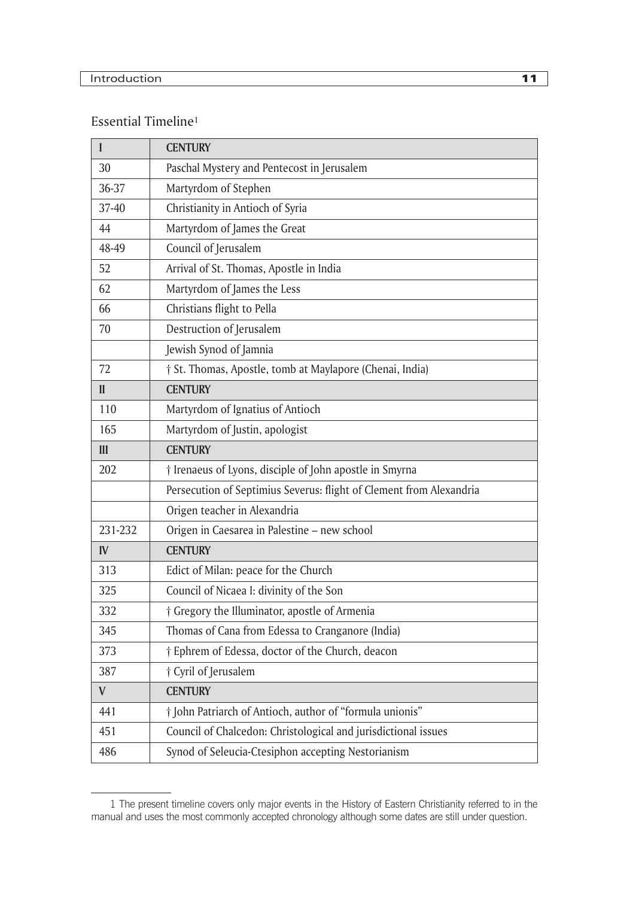## Essential Timeline[1]

| I | CENTURY |
|---|---|
| 30 | Paschal Mystery and Pentecost in Jerusalem |
| 36-37 | Martyrdom of Stephen |
| 37-40 | Christianity in Antioch of Syria |
| 44 | Martyrdom of James the Great |
| 48-49 | Council of Jerusalem |
| 52 | Arrival of St. Thomas, Apostle in India |
| 62 | Martyrdom of James the Less |
| 66 | Christians flight to Pella |
| 70 | Destruction of Jerusalem |
| | Jewish Synod of Jamnia |
| 72 | † St. Thomas, Apostle, tomb at Maylapore (Chenai, India) |
| **II** | **CENTURY** |
| 110 | Martyrdom of Ignatius of Antioch |
| 165 | Martyrdom of Justin, apologist |
| **III** | **CENTURY** |
| 202 | † Irenaeus of Lyons, disciple of John apostle in Smyrna |
| | Persecution of Septimius Severus: flight of Clement from Alexandria |
| | Origen teacher in Alexandria |
| 231-232 | Origen in Caesarea in Palestine – new school |
| **IV** | **CENTURY** |
| 313 | Edict of Milan: peace for the Church |
| 325 | Council of Nicaea I: divinity of the Son |
| 332 | † Gregory the Illuminator, apostle of Armenia |
| 345 | Thomas of Cana from Edessa to Cranganore (India) |
| 373 | † Ephrem of Edessa, doctor of the Church, deacon |
| 387 | † Cyril of Jerusalem |
| **V** | **CENTURY** |
| 441 | † John Patriarch of Antioch, author of "formula unionis" |
| 451 | Council of Chalcedon: Christological and jurisdictional issues |
| 486 | Synod of Seleucia-Ctesiphon accepting Nestorianism |

[1] The present timeline covers only major events in the History of Eastern Christianity referred to in the manual and uses the most commonly accepted chronology although some dates are still under question.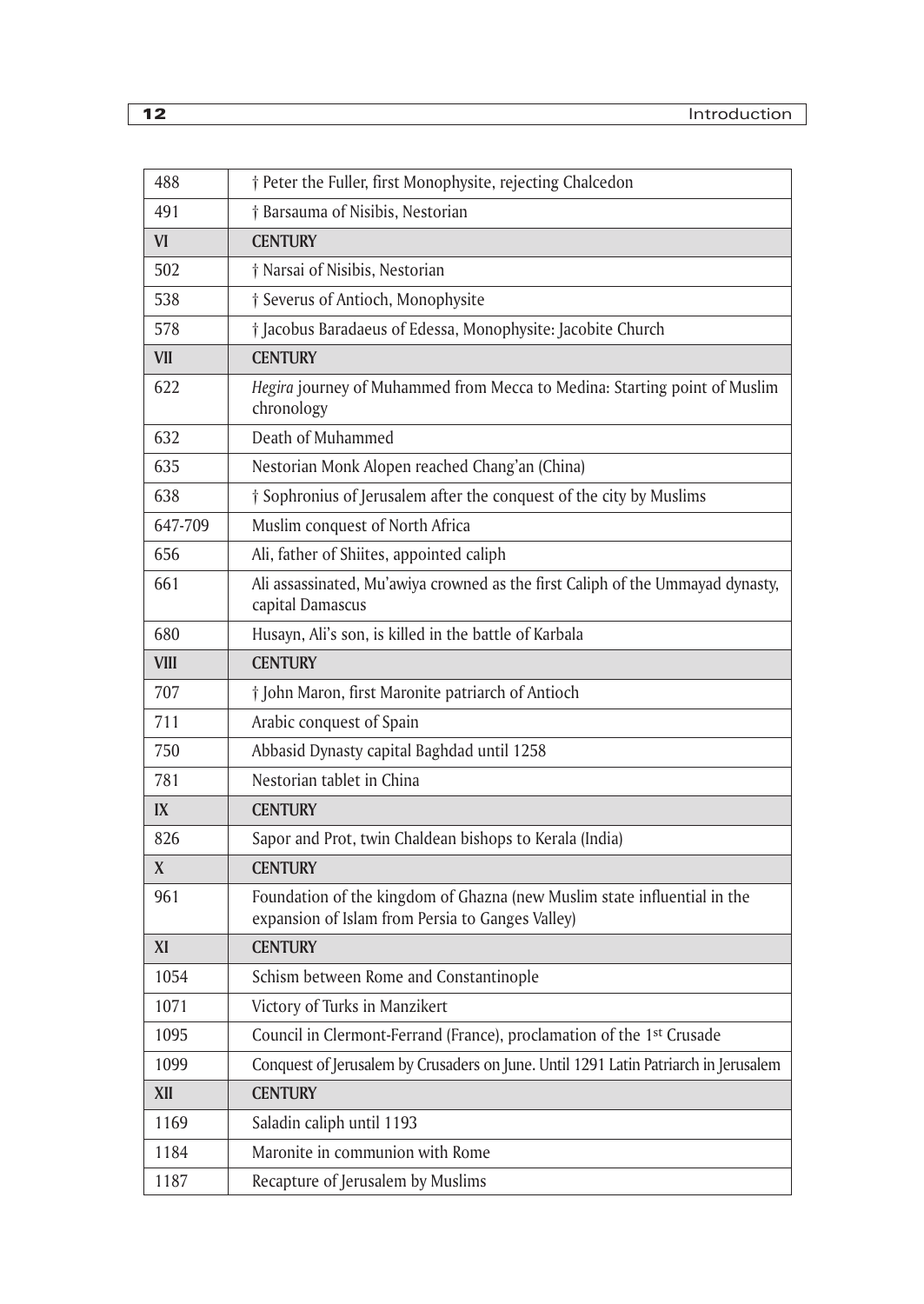| | |
|---|---|
| 488 | † Peter the Fuller, first Monophysite, rejecting Chalcedon |
| 491 | † Barsauma of Nisibis, Nestorian |
| **VI** | **CENTURY** |
| 502 | † Narsai of Nisibis, Nestorian |
| 538 | † Severus of Antioch, Monophysite |
| 578 | † Jacobus Baradaeus of Edessa, Monophysite: Jacobite Church |
| **VII** | **CENTURY** |
| 622 | *Hegira* journey of Muhammed from Mecca to Medina: Starting point of Muslim chronology |
| 632 | Death of Muhammed |
| 635 | Nestorian Monk Alopen reached Chang'an (China) |
| 638 | † Sophronius of Jerusalem after the conquest of the city by Muslims |
| 647-709 | Muslim conquest of North Africa |
| 656 | Ali, father of Shiites, appointed caliph |
| 661 | Ali assassinated, Mu'awiya crowned as the first Caliph of the Ummayad dynasty, capital Damascus |
| 680 | Husayn, Ali's son, is killed in the battle of Karbala |
| **VIII** | **CENTURY** |
| 707 | † John Maron, first Maronite patriarch of Antioch |
| 711 | Arabic conquest of Spain |
| 750 | Abbasid Dynasty capital Baghdad until 1258 |
| 781 | Nestorian tablet in China |
| **IX** | **CENTURY** |
| 826 | Sapor and Prot, twin Chaldean bishops to Kerala (India) |
| **X** | **CENTURY** |
| 961 | Foundation of the kingdom of Ghazna (new Muslim state influential in the expansion of Islam from Persia to Ganges Valley) |
| **XI** | **CENTURY** |
| 1054 | Schism between Rome and Constantinople |
| 1071 | Victory of Turks in Manzikert |
| 1095 | Council in Clermont-Ferrand (France), proclamation of the 1st Crusade |
| 1099 | Conquest of Jerusalem by Crusaders on June. Until 1291 Latin Patriarch in Jerusalem |
| **XII** | **CENTURY** |
| 1169 | Saladin caliph until 1193 |
| 1184 | Maronite in communion with Rome |
| 1187 | Recapture of Jerusalem by Muslims |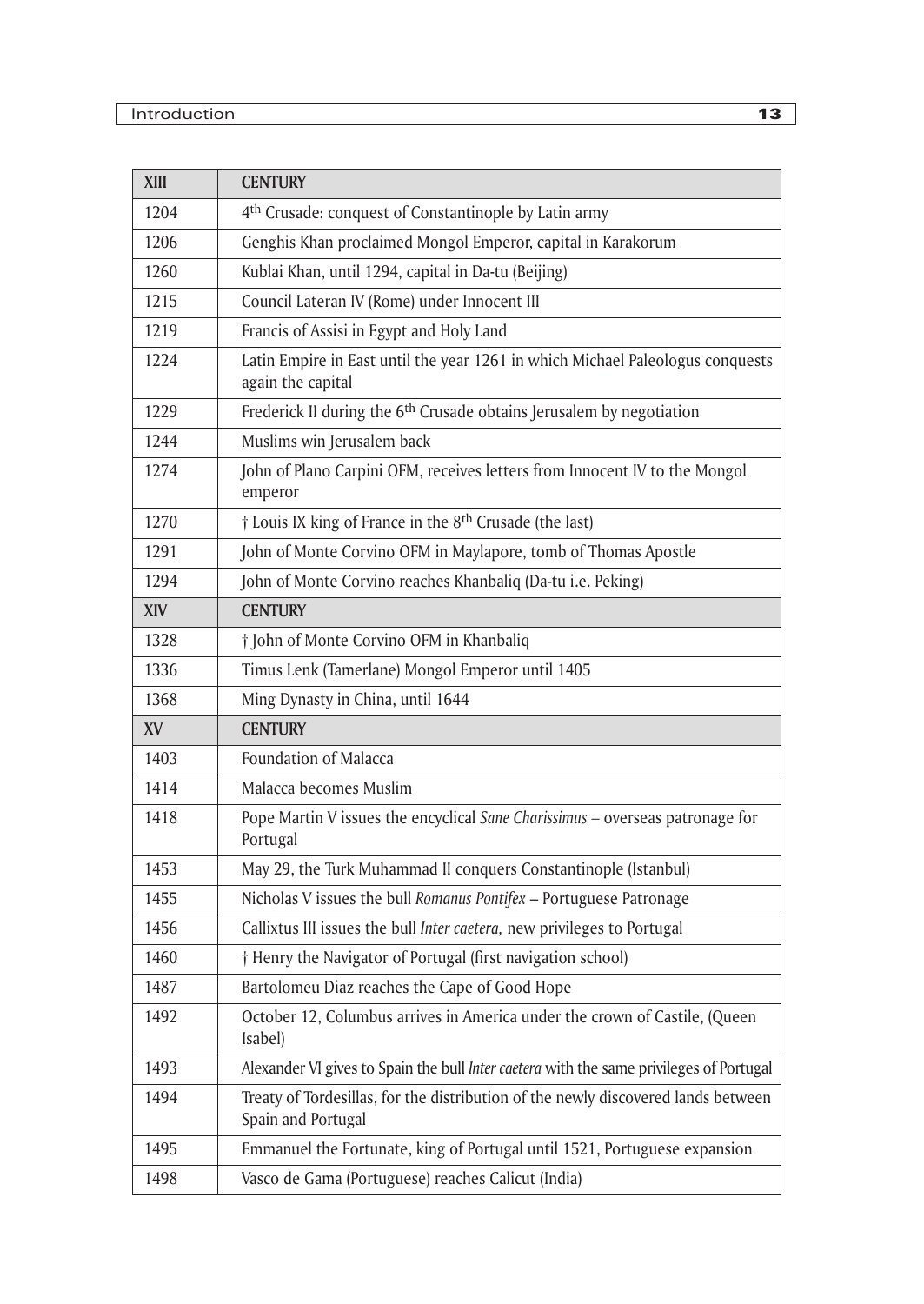| XIII | CENTURY |
|---|---|
| 1204 | 4th Crusade: conquest of Constantinople by Latin army |
| 1206 | Genghis Khan proclaimed Mongol Emperor, capital in Karakorum |
| 1260 | Kublai Khan, until 1294, capital in Da-tu (Beijing) |
| 1215 | Council Lateran IV (Rome) under Innocent III |
| 1219 | Francis of Assisi in Egypt and Holy Land |
| 1224 | Latin Empire in East until the year 1261 in which Michael Paleologus conquests again the capital |
| 1229 | Frederick II during the 6th Crusade obtains Jerusalem by negotiation |
| 1244 | Muslims win Jerusalem back |
| 1274 | John of Plano Carpini OFM, receives letters from Innocent IV to the Mongol emperor |
| 1270 | † Louis IX king of France in the 8th Crusade (the last) |
| 1291 | John of Monte Corvino OFM in Maylapore, tomb of Thomas Apostle |
| 1294 | John of Monte Corvino reaches Khanbaliq (Da-tu i.e. Peking) |
| **XIV** | **CENTURY** |
| 1328 | † John of Monte Corvino OFM in Khanbaliq |
| 1336 | Timus Lenk (Tamerlane) Mongol Emperor until 1405 |
| 1368 | Ming Dynasty in China, until 1644 |
| **XV** | **CENTURY** |
| 1403 | Foundation of Malacca |
| 1414 | Malacca becomes Muslim |
| 1418 | Pope Martin V issues the encyclical *Sane Charissimus* – overseas patronage for Portugal |
| 1453 | May 29, the Turk Muhammad II conquers Constantinople (Istanbul) |
| 1455 | Nicholas V issues the bull *Romanus Pontifex* – Portuguese Patronage |
| 1456 | Callixtus III issues the bull *Inter caetera,* new privileges to Portugal |
| 1460 | † Henry the Navigator of Portugal (first navigation school) |
| 1487 | Bartolomeu Diaz reaches the Cape of Good Hope |
| 1492 | October 12, Columbus arrives in America under the crown of Castile, (Queen Isabel) |
| 1493 | Alexander VI gives to Spain the bull *Inter caetera* with the same privileges of Portugal |
| 1494 | Treaty of Tordesillas, for the distribution of the newly discovered lands between Spain and Portugal |
| 1495 | Emmanuel the Fortunate, king of Portugal until 1521, Portuguese expansion |
| 1498 | Vasco de Gama (Portuguese) reaches Calicut (India) |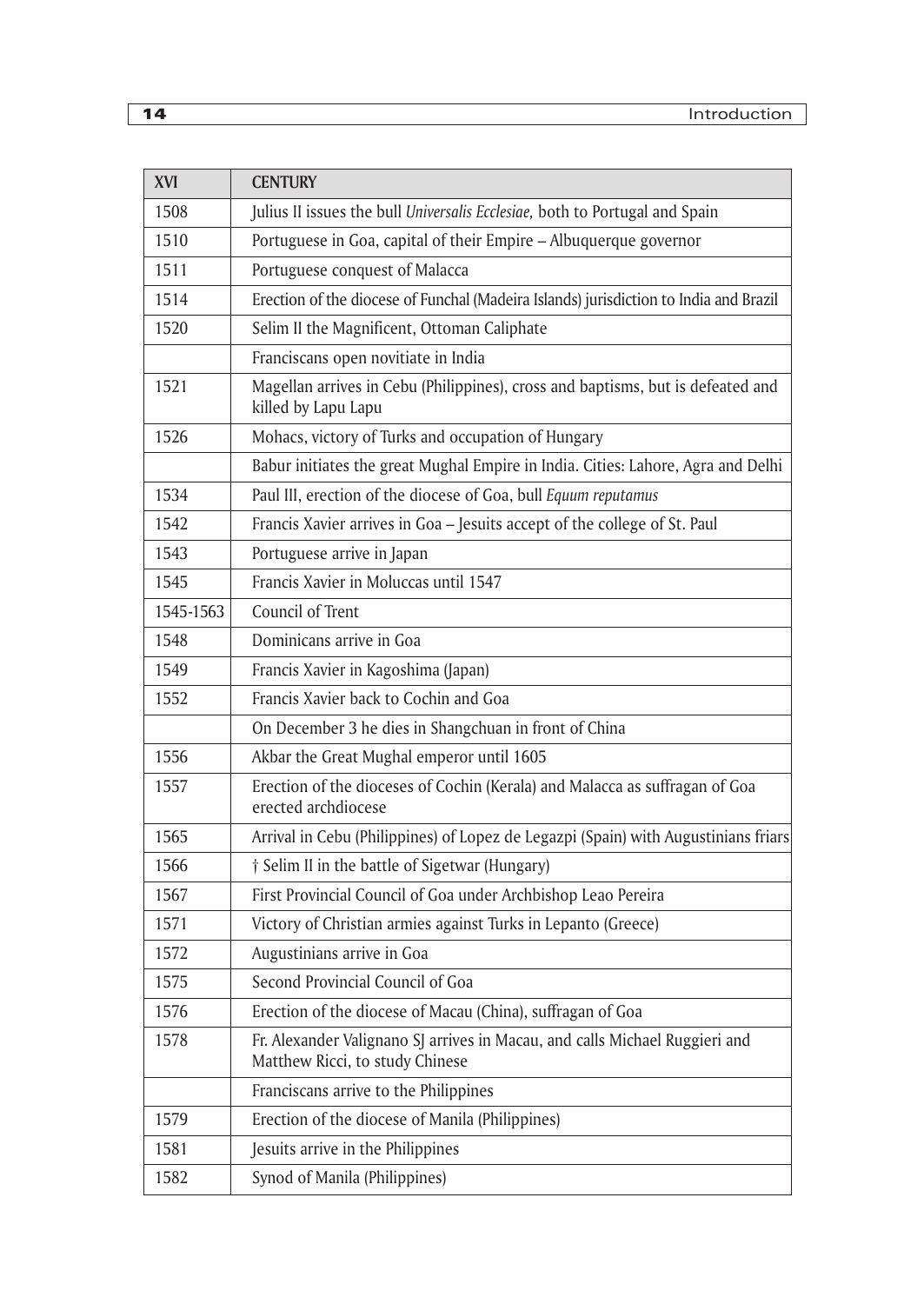| XVI | CENTURY |
|---|---|
| 1508 | Julius II issues the bull *Universalis Ecclesiae,* both to Portugal and Spain |
| 1510 | Portuguese in Goa, capital of their Empire – Albuquerque governor |
| 1511 | Portuguese conquest of Malacca |
| 1514 | Erection of the diocese of Funchal (Madeira Islands) jurisdiction to India and Brazil |
| 1520 | Selim II the Magnificent, Ottoman Caliphate |
| | Franciscans open novitiate in India |
| 1521 | Magellan arrives in Cebu (Philippines), cross and baptisms, but is defeated and killed by Lapu Lapu |
| 1526 | Mohacs, victory of Turks and occupation of Hungary |
| | Babur initiates the great Mughal Empire in India. Cities: Lahore, Agra and Delhi |
| 1534 | Paul III, erection of the diocese of Goa, bull *Equum reputamus* |
| 1542 | Francis Xavier arrives in Goa – Jesuits accept of the college of St. Paul |
| 1543 | Portuguese arrive in Japan |
| 1545 | Francis Xavier in Moluccas until 1547 |
| 1545-1563 | Council of Trent |
| 1548 | Dominicans arrive in Goa |
| 1549 | Francis Xavier in Kagoshima (Japan) |
| 1552 | Francis Xavier back to Cochin and Goa |
| | On December 3 he dies in Shangchuan in front of China |
| 1556 | Akbar the Great Mughal emperor until 1605 |
| 1557 | Erection of the dioceses of Cochin (Kerala) and Malacca as suffragan of Goa erected archdiocese |
| 1565 | Arrival in Cebu (Philippines) of Lopez de Legazpi (Spain) with Augustinians friars |
| 1566 | † Selim II in the battle of Sigetwar (Hungary) |
| 1567 | First Provincial Council of Goa under Archbishop Leao Pereira |
| 1571 | Victory of Christian armies against Turks in Lepanto (Greece) |
| 1572 | Augustinians arrive in Goa |
| 1575 | Second Provincial Council of Goa |
| 1576 | Erection of the diocese of Macau (China), suffragan of Goa |
| 1578 | Fr. Alexander Valignano SJ arrives in Macau, and calls Michael Ruggieri and Matthew Ricci, to study Chinese |
| | Franciscans arrive to the Philippines |
| 1579 | Erection of the diocese of Manila (Philippines) |
| 1581 | Jesuits arrive in the Philippines |
| 1582 | Synod of Manila (Philippines) |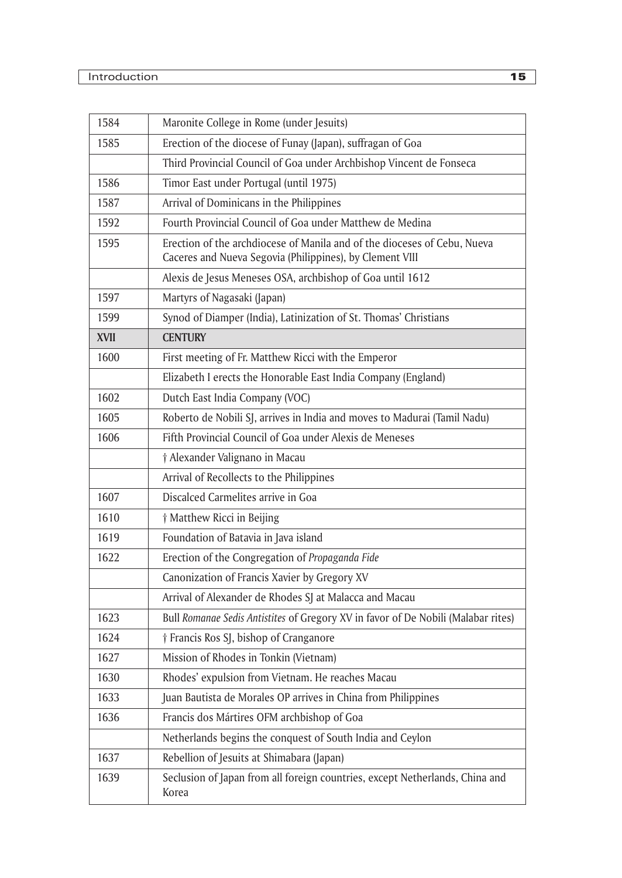| 1584 | Maronite College in Rome (under Jesuits) |
|---|---|
| 1585 | Erection of the diocese of Funay (Japan), suffragan of Goa |
| | Third Provincial Council of Goa under Archbishop Vincent de Fonseca |
| 1586 | Timor East under Portugal (until 1975) |
| 1587 | Arrival of Dominicans in the Philippines |
| 1592 | Fourth Provincial Council of Goa under Matthew de Medina |
| 1595 | Erection of the archdiocese of Manila and of the dioceses of Cebu, Nueva Caceres and Nueva Segovia (Philippines), by Clement VIII |
| | Alexis de Jesus Meneses OSA, archbishop of Goa until 1612 |
| 1597 | Martyrs of Nagasaki (Japan) |
| 1599 | Synod of Diamper (India), Latinization of St. Thomas' Christians |
| **XVII** | **CENTURY** |
| 1600 | First meeting of Fr. Matthew Ricci with the Emperor |
| | Elizabeth I erects the Honorable East India Company (England) |
| 1602 | Dutch East India Company (VOC) |
| 1605 | Roberto de Nobili SJ, arrives in India and moves to Madurai (Tamil Nadu) |
| 1606 | Fifth Provincial Council of Goa under Alexis de Meneses |
| | † Alexander Valignano in Macau |
| | Arrival of Recollects to the Philippines |
| 1607 | Discalced Carmelites arrive in Goa |
| 1610 | † Matthew Ricci in Beijing |
| 1619 | Foundation of Batavia in Java island |
| 1622 | Erection of the Congregation of *Propaganda Fide* |
| | Canonization of Francis Xavier by Gregory XV |
| | Arrival of Alexander de Rhodes SJ at Malacca and Macau |
| 1623 | Bull *Romanae Sedis Antistites* of Gregory XV in favor of De Nobili (Malabar rites) |
| 1624 | † Francis Ros SJ, bishop of Cranganore |
| 1627 | Mission of Rhodes in Tonkin (Vietnam) |
| 1630 | Rhodes' expulsion from Vietnam. He reaches Macau |
| 1633 | Juan Bautista de Morales OP arrives in China from Philippines |
| 1636 | Francis dos Mártires OFM archbishop of Goa |
| | Netherlands begins the conquest of South India and Ceylon |
| 1637 | Rebellion of Jesuits at Shimabara (Japan) |
| 1639 | Seclusion of Japan from all foreign countries, except Netherlands, China and Korea |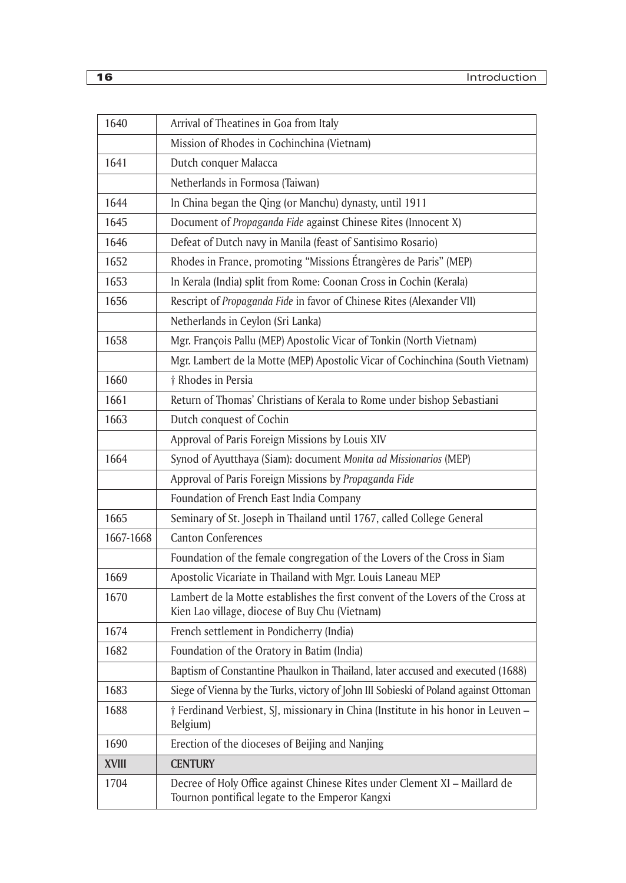| 1640 | Arrival of Theatines in Goa from Italy |
|---|---|
| | Mission of Rhodes in Cochinchina (Vietnam) |
| 1641 | Dutch conquer Malacca |
| | Netherlands in Formosa (Taiwan) |
| 1644 | In China began the Qing (or Manchu) dynasty, until 1911 |
| 1645 | Document of *Propaganda Fide* against Chinese Rites (Innocent X) |
| 1646 | Defeat of Dutch navy in Manila (feast of Santisimo Rosario) |
| 1652 | Rhodes in France, promoting "Missions Étrangères de Paris" (MEP) |
| 1653 | In Kerala (India) split from Rome: Coonan Cross in Cochin (Kerala) |
| 1656 | Rescript of *Propaganda Fide* in favor of Chinese Rites (Alexander VII) |
| | Netherlands in Ceylon (Sri Lanka) |
| 1658 | Mgr. François Pallu (MEP) Apostolic Vicar of Tonkin (North Vietnam) |
| | Mgr. Lambert de la Motte (MEP) Apostolic Vicar of Cochinchina (South Vietnam) |
| 1660 | † Rhodes in Persia |
| 1661 | Return of Thomas' Christians of Kerala to Rome under bishop Sebastiani |
| 1663 | Dutch conquest of Cochin |
| | Approval of Paris Foreign Missions by Louis XIV |
| 1664 | Synod of Ayutthaya (Siam): document *Monita ad Missionarios* (MEP) |
| | Approval of Paris Foreign Missions by *Propaganda Fide* |
| | Foundation of French East India Company |
| 1665 | Seminary of St. Joseph in Thailand until 1767, called College General |
| 1667-1668 | Canton Conferences |
| | Foundation of the female congregation of the Lovers of the Cross in Siam |
| 1669 | Apostolic Vicariate in Thailand with Mgr. Louis Laneau MEP |
| 1670 | Lambert de la Motte establishes the first convent of the Lovers of the Cross at Kien Lao village, diocese of Buy Chu (Vietnam) |
| 1674 | French settlement in Pondicherry (India) |
| 1682 | Foundation of the Oratory in Batim (India) |
| | Baptism of Constantine Phaulkon in Thailand, later accused and executed (1688) |
| 1683 | Siege of Vienna by the Turks, victory of John III Sobieski of Poland against Ottoman |
| 1688 | † Ferdinand Verbiest, SJ, missionary in China (Institute in his honor in Leuven – Belgium) |
| 1690 | Erection of the dioceses of Beijing and Nanjing |
| **XVIII** | **CENTURY** |
| 1704 | Decree of Holy Office against Chinese Rites under Clement XI – Maillard de Tournon pontifical legate to the Emperor Kangxi |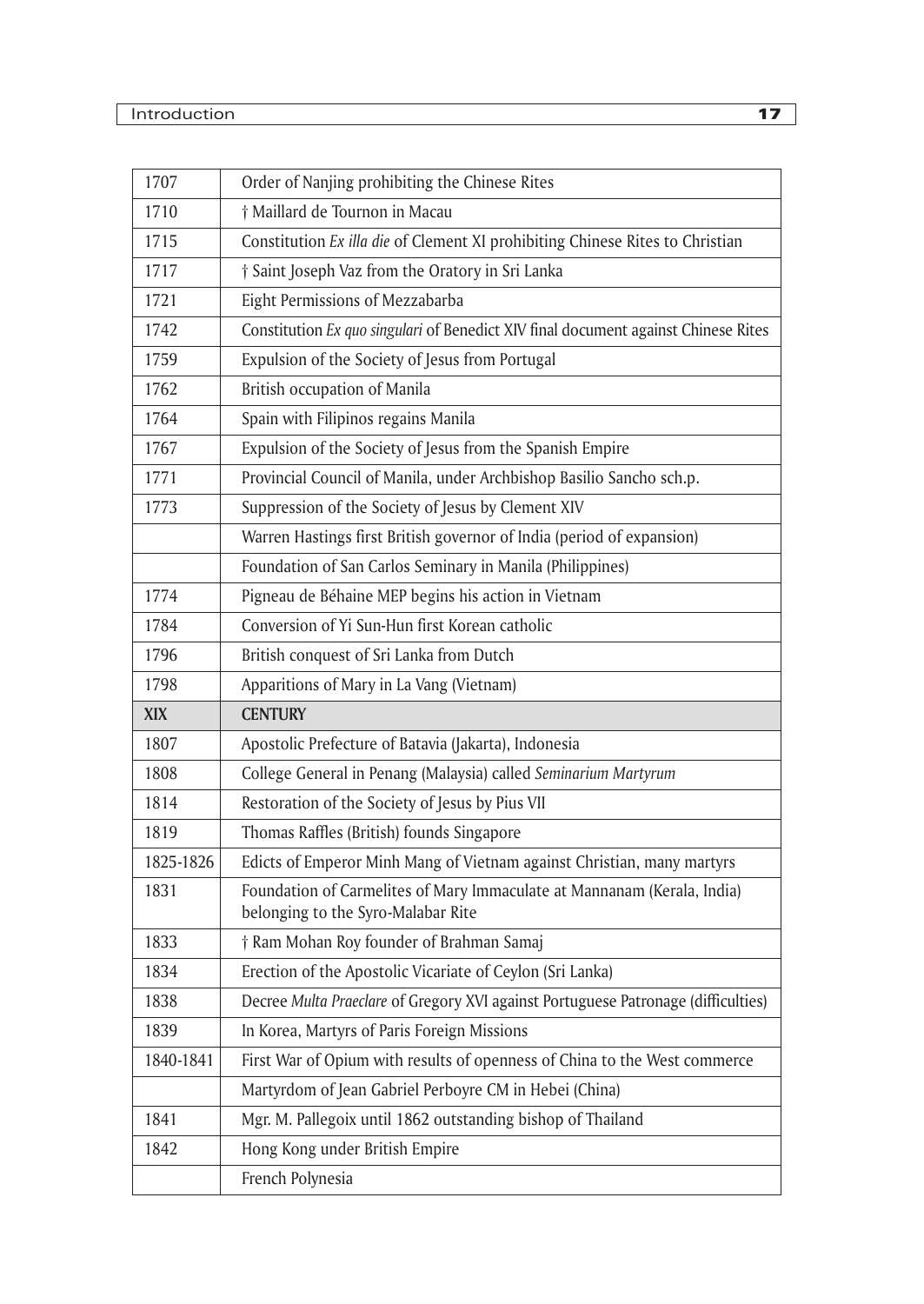| | |
|---|---|
| 1707 | Order of Nanjing prohibiting the Chinese Rites |
| 1710 | † Maillard de Tournon in Macau |
| 1715 | Constitution *Ex illa die* of Clement XI prohibiting Chinese Rites to Christian |
| 1717 | † Saint Joseph Vaz from the Oratory in Sri Lanka |
| 1721 | Eight Permissions of Mezzabarba |
| 1742 | Constitution *Ex quo singulari* of Benedict XIV final document against Chinese Rites |
| 1759 | Expulsion of the Society of Jesus from Portugal |
| 1762 | British occupation of Manila |
| 1764 | Spain with Filipinos regains Manila |
| 1767 | Expulsion of the Society of Jesus from the Spanish Empire |
| 1771 | Provincial Council of Manila, under Archbishop Basilio Sancho sch.p. |
| 1773 | Suppression of the Society of Jesus by Clement XIV |
| | Warren Hastings first British governor of India (period of expansion) |
| | Foundation of San Carlos Seminary in Manila (Philippines) |
| 1774 | Pigneau de Béhaine MEP begins his action in Vietnam |
| 1784 | Conversion of Yi Sun-Hun first Korean catholic |
| 1796 | British conquest of Sri Lanka from Dutch |
| 1798 | Apparitions of Mary in La Vang (Vietnam) |
| **XIX** | **CENTURY** |
| 1807 | Apostolic Prefecture of Batavia (Jakarta), Indonesia |
| 1808 | College General in Penang (Malaysia) called *Seminarium Martyrum* |
| 1814 | Restoration of the Society of Jesus by Pius VII |
| 1819 | Thomas Raffles (British) founds Singapore |
| 1825-1826 | Edicts of Emperor Minh Mang of Vietnam against Christian, many martyrs |
| 1831 | Foundation of Carmelites of Mary Immaculate at Mannanam (Kerala, India) belonging to the Syro-Malabar Rite |
| 1833 | † Ram Mohan Roy founder of Brahman Samaj |
| 1834 | Erection of the Apostolic Vicariate of Ceylon (Sri Lanka) |
| 1838 | Decree *Multa Praeclare* of Gregory XVI against Portuguese Patronage (difficulties) |
| 1839 | In Korea, Martyrs of Paris Foreign Missions |
| 1840-1841 | First War of Opium with results of openness of China to the West commerce |
| | Martyrdom of Jean Gabriel Perboyre CM in Hebei (China) |
| 1841 | Mgr. M. Pallegoix until 1862 outstanding bishop of Thailand |
| 1842 | Hong Kong under British Empire |
| | French Polynesia |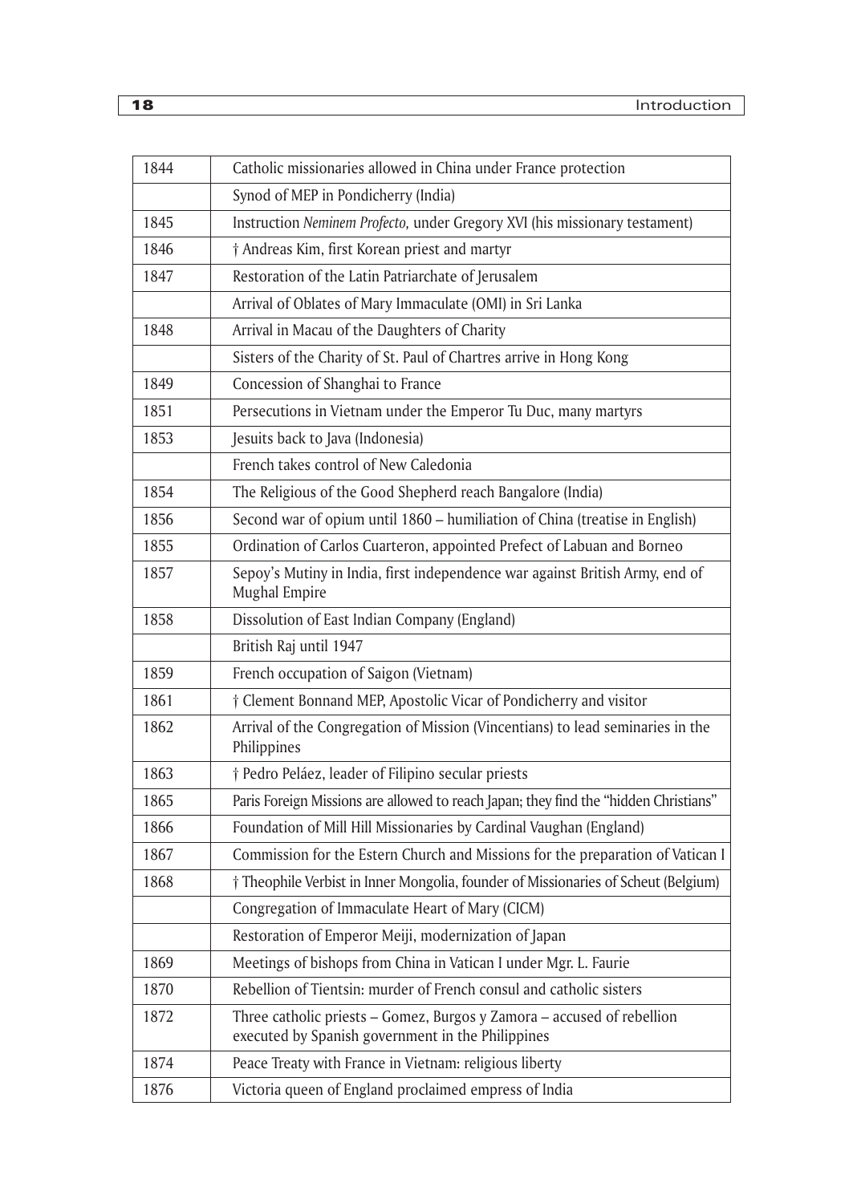| | |
|---|---|
| 1844 | Catholic missionaries allowed in China under France protection |
| | Synod of MEP in Pondicherry (India) |
| 1845 | Instruction *Neminem Profecto,* under Gregory XVI (his missionary testament) |
| 1846 | † Andreas Kim, first Korean priest and martyr |
| 1847 | Restoration of the Latin Patriarchate of Jerusalem |
| | Arrival of Oblates of Mary Immaculate (OMI) in Sri Lanka |
| 1848 | Arrival in Macau of the Daughters of Charity |
| | Sisters of the Charity of St. Paul of Chartres arrive in Hong Kong |
| 1849 | Concession of Shanghai to France |
| 1851 | Persecutions in Vietnam under the Emperor Tu Duc, many martyrs |
| 1853 | Jesuits back to Java (Indonesia) |
| | French takes control of New Caledonia |
| 1854 | The Religious of the Good Shepherd reach Bangalore (India) |
| 1856 | Second war of opium until 1860 – humiliation of China (treatise in English) |
| 1855 | Ordination of Carlos Cuarteron, appointed Prefect of Labuan and Borneo |
| 1857 | Sepoy's Mutiny in India, first independence war against British Army, end of Mughal Empire |
| 1858 | Dissolution of East Indian Company (England) |
| | British Raj until 1947 |
| 1859 | French occupation of Saigon (Vietnam) |
| 1861 | † Clement Bonnand MEP, Apostolic Vicar of Pondicherry and visitor |
| 1862 | Arrival of the Congregation of Mission (Vincentians) to lead seminaries in the Philippines |
| 1863 | † Pedro Peláez, leader of Filipino secular priests |
| 1865 | Paris Foreign Missions are allowed to reach Japan; they find the "hidden Christians" |
| 1866 | Foundation of Mill Hill Missionaries by Cardinal Vaughan (England) |
| 1867 | Commission for the Estern Church and Missions for the preparation of Vatican I |
| 1868 | † Theophile Verbist in Inner Mongolia, founder of Missionaries of Scheut (Belgium) |
| | Congregation of Immaculate Heart of Mary (CICM) |
| | Restoration of Emperor Meiji, modernization of Japan |
| 1869 | Meetings of bishops from China in Vatican I under Mgr. L. Faurie |
| 1870 | Rebellion of Tientsin: murder of French consul and catholic sisters |
| 1872 | Three catholic priests – Gomez, Burgos y Zamora – accused of rebellion executed by Spanish government in the Philippines |
| 1874 | Peace Treaty with France in Vietnam: religious liberty |
| 1876 | Victoria queen of England proclaimed empress of India |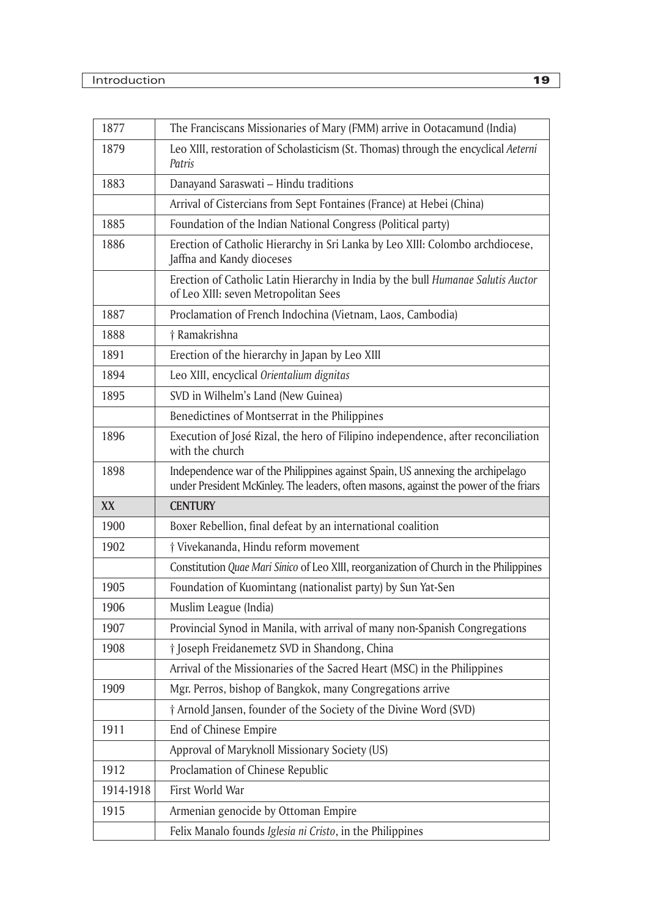| | |
|---|---|
| 1877 | The Franciscans Missionaries of Mary (FMM) arrive in Ootacamund (India) |
| 1879 | Leo XIII, restoration of Scholasticism (St. Thomas) through the encyclical *Aeterni Patris* |
| 1883 | Danayand Saraswati – Hindu traditions |
| | Arrival of Cistercians from Sept Fontaines (France) at Hebei (China) |
| 1885 | Foundation of the Indian National Congress (Political party) |
| 1886 | Erection of Catholic Hierarchy in Sri Lanka by Leo XIII: Colombo archdiocese, Jaffna and Kandy dioceses |
| | Erection of Catholic Latin Hierarchy in India by the bull *Humanae Salutis Auctor* of Leo XIII: seven Metropolitan Sees |
| 1887 | Proclamation of French Indochina (Vietnam, Laos, Cambodia) |
| 1888 | † Ramakrishna |
| 1891 | Erection of the hierarchy in Japan by Leo XIII |
| 1894 | Leo XIII, encyclical *Orientalium dignitas* |
| 1895 | SVD in Wilhelm's Land (New Guinea) |
| | Benedictines of Montserrat in the Philippines |
| 1896 | Execution of José Rizal, the hero of Filipino independence, after reconciliation with the church |
| 1898 | Independence war of the Philippines against Spain, US annexing the archipelago under President McKinley. The leaders, often masons, against the power of the friars |
| **XX** | **CENTURY** |
| 1900 | Boxer Rebellion, final defeat by an international coalition |
| 1902 | † Vivekananda, Hindu reform movement |
| | Constitution *Quae Mari Sinico* of Leo XIII, reorganization of Church in the Philippines |
| 1905 | Foundation of Kuomintang (nationalist party) by Sun Yat-Sen |
| 1906 | Muslim League (India) |
| 1907 | Provincial Synod in Manila, with arrival of many non-Spanish Congregations |
| 1908 | † Joseph Freidanemetz SVD in Shandong, China |
| | Arrival of the Missionaries of the Sacred Heart (MSC) in the Philippines |
| 1909 | Mgr. Perros, bishop of Bangkok, many Congregations arrive |
| | † Arnold Jansen, founder of the Society of the Divine Word (SVD) |
| 1911 | End of Chinese Empire |
| | Approval of Maryknoll Missionary Society (US) |
| 1912 | Proclamation of Chinese Republic |
| 1914-1918 | First World War |
| 1915 | Armenian genocide by Ottoman Empire |
| | Felix Manalo founds *Iglesia ni Cristo*, in the Philippines |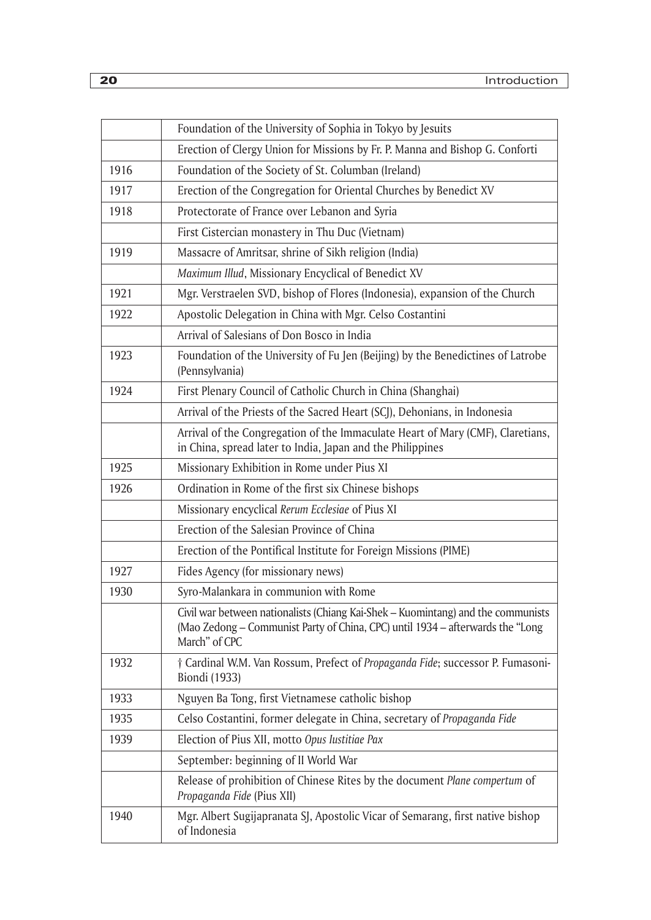| | |
|---|---|
| | Foundation of the University of Sophia in Tokyo by Jesuits |
| | Erection of Clergy Union for Missions by Fr. P. Manna and Bishop G. Conforti |
| 1916 | Foundation of the Society of St. Columban (Ireland) |
| 1917 | Erection of the Congregation for Oriental Churches by Benedict XV |
| 1918 | Protectorate of France over Lebanon and Syria |
| | First Cistercian monastery in Thu Duc (Vietnam) |
| 1919 | Massacre of Amritsar, shrine of Sikh religion (India) |
| | *Maximum Illud*, Missionary Encyclical of Benedict XV |
| 1921 | Mgr. Verstraelen SVD, bishop of Flores (Indonesia), expansion of the Church |
| 1922 | Apostolic Delegation in China with Mgr. Celso Costantini |
| | Arrival of Salesians of Don Bosco in India |
| 1923 | Foundation of the University of Fu Jen (Beijing) by the Benedictines of Latrobe (Pennsylvania) |
| 1924 | First Plenary Council of Catholic Church in China (Shanghai) |
| | Arrival of the Priests of the Sacred Heart (SCJ), Dehonians, in Indonesia |
| | Arrival of the Congregation of the Immaculate Heart of Mary (CMF), Claretians, in China, spread later to India, Japan and the Philippines |
| 1925 | Missionary Exhibition in Rome under Pius XI |
| 1926 | Ordination in Rome of the first six Chinese bishops |
| | Missionary encyclical *Rerum Ecclesiae* of Pius XI |
| | Erection of the Salesian Province of China |
| | Erection of the Pontifical Institute for Foreign Missions (PIME) |
| 1927 | Fides Agency (for missionary news) |
| 1930 | Syro-Malankara in communion with Rome |
| | Civil war between nationalists (Chiang Kai-Shek – Kuomintang) and the communists (Mao Zedong – Communist Party of China, CPC) until 1934 – afterwards the "Long March" of CPC |
| 1932 | † Cardinal W.M. Van Rossum, Prefect of *Propaganda Fide*; successor P. Fumasoni-Biondi (1933) |
| 1933 | Nguyen Ba Tong, first Vietnamese catholic bishop |
| 1935 | Celso Costantini, former delegate in China, secretary of *Propaganda Fide* |
| 1939 | Election of Pius XII, motto *Opus Iustitiae Pax* |
| | September: beginning of II World War |
| | Release of prohibition of Chinese Rites by the document *Plane compertum* of *Propaganda Fide* (Pius XII) |
| 1940 | Mgr. Albert Sugijapranata SJ, Apostolic Vicar of Semarang, first native bishop of Indonesia |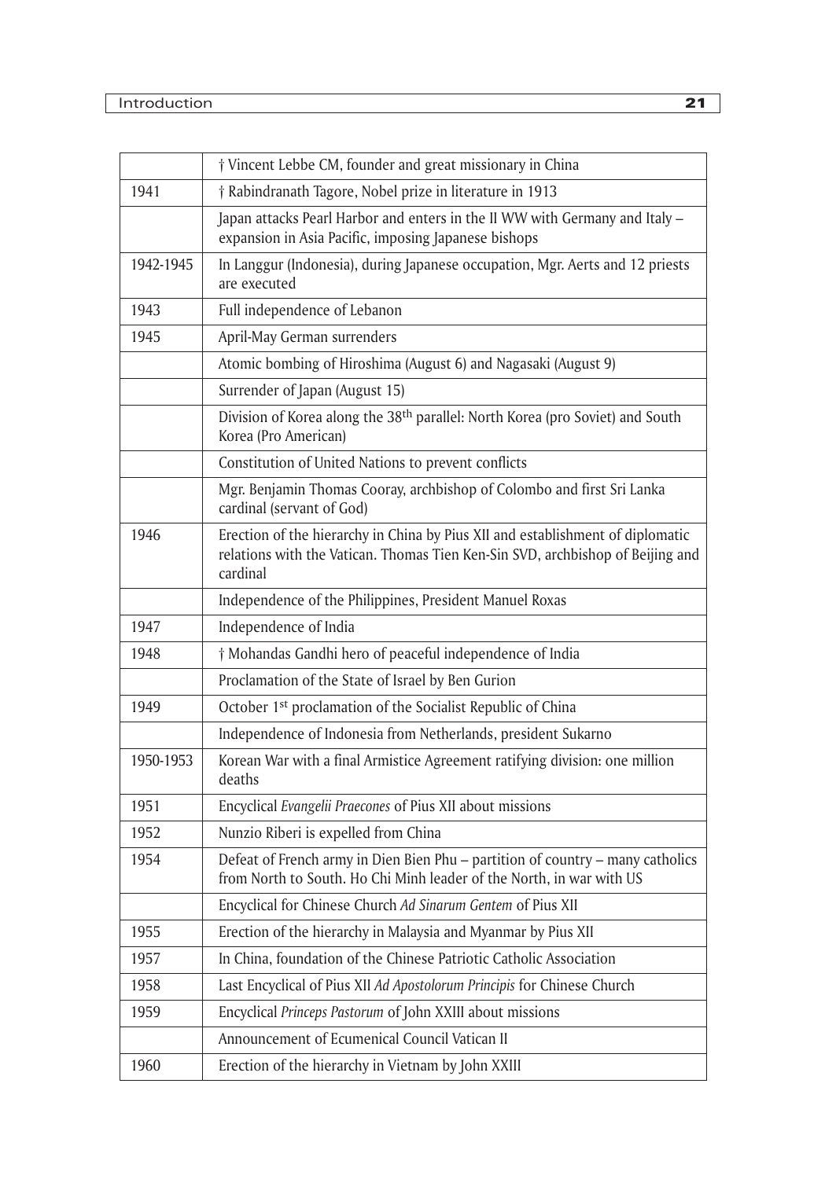| | |
|---|---|
| | † Vincent Lebbe CM, founder and great missionary in China |
| 1941 | † Rabindranath Tagore, Nobel prize in literature in 1913 |
| | Japan attacks Pearl Harbor and enters in the II WW with Germany and Italy – expansion in Asia Pacific, imposing Japanese bishops |
| 1942-1945 | In Langgur (Indonesia), during Japanese occupation, Mgr. Aerts and 12 priests are executed |
| 1943 | Full independence of Lebanon |
| 1945 | April-May German surrenders |
| | Atomic bombing of Hiroshima (August 6) and Nagasaki (August 9) |
| | Surrender of Japan (August 15) |
| | Division of Korea along the 38th parallel: North Korea (pro Soviet) and South Korea (Pro American) |
| | Constitution of United Nations to prevent conflicts |
| | Mgr. Benjamin Thomas Cooray, archbishop of Colombo and first Sri Lanka cardinal (servant of God) |
| 1946 | Erection of the hierarchy in China by Pius XII and establishment of diplomatic relations with the Vatican. Thomas Tien Ken-Sin SVD, archbishop of Beijing and cardinal |
| | Independence of the Philippines, President Manuel Roxas |
| 1947 | Independence of India |
| 1948 | † Mohandas Gandhi hero of peaceful independence of India |
| | Proclamation of the State of Israel by Ben Gurion |
| 1949 | October 1st proclamation of the Socialist Republic of China |
| | Independence of Indonesia from Netherlands, president Sukarno |
| 1950-1953 | Korean War with a final Armistice Agreement ratifying division: one million deaths |
| 1951 | Encyclical *Evangelii Praecones* of Pius XII about missions |
| 1952 | Nunzio Riberi is expelled from China |
| 1954 | Defeat of French army in Dien Bien Phu – partition of country – many catholics from North to South. Ho Chi Minh leader of the North, in war with US |
| | Encyclical for Chinese Church *Ad Sinarum Gentem* of Pius XII |
| 1955 | Erection of the hierarchy in Malaysia and Myanmar by Pius XII |
| 1957 | In China, foundation of the Chinese Patriotic Catholic Association |
| 1958 | Last Encyclical of Pius XII *Ad Apostolorum Principis* for Chinese Church |
| 1959 | Encyclical *Princeps Pastorum* of John XXIII about missions |
| | Announcement of Ecumenical Council Vatican II |
| 1960 | Erection of the hierarchy in Vietnam by John XXIII |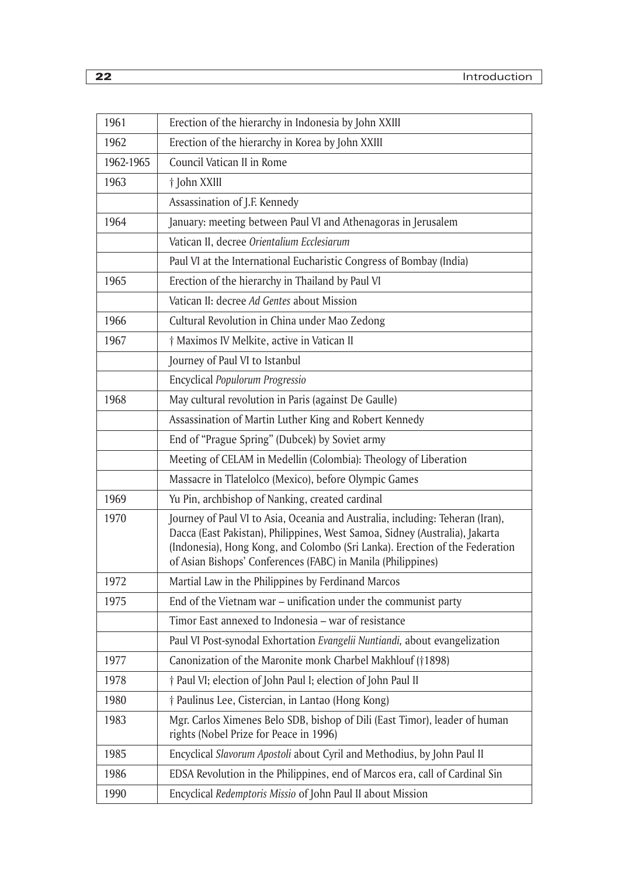| | |
|---|---|
| 1961 | Erection of the hierarchy in Indonesia by John XXIII |
| 1962 | Erection of the hierarchy in Korea by John XXIII |
| 1962-1965 | Council Vatican II in Rome |
| 1963 | † John XXIII |
| | Assassination of J.F. Kennedy |
| 1964 | January: meeting between Paul VI and Athenagoras in Jerusalem |
| | Vatican II, decree *Orientalium Ecclesiarum* |
| | Paul VI at the International Eucharistic Congress of Bombay (India) |
| 1965 | Erection of the hierarchy in Thailand by Paul VI |
| | Vatican II: decree *Ad Gentes* about Mission |
| 1966 | Cultural Revolution in China under Mao Zedong |
| 1967 | † Maximos IV Melkite, active in Vatican II |
| | Journey of Paul VI to Istanbul |
| | Encyclical *Populorum Progressio* |
| 1968 | May cultural revolution in Paris (against De Gaulle) |
| | Assassination of Martin Luther King and Robert Kennedy |
| | End of "Prague Spring" (Dubcek) by Soviet army |
| | Meeting of CELAM in Medellin (Colombia): Theology of Liberation |
| | Massacre in Tlatelolco (Mexico), before Olympic Games |
| 1969 | Yu Pin, archbishop of Nanking, created cardinal |
| 1970 | Journey of Paul VI to Asia, Oceania and Australia, including: Teheran (Iran), Dacca (East Pakistan), Philippines, West Samoa, Sidney (Australia), Jakarta (Indonesia), Hong Kong, and Colombo (Sri Lanka). Erection of the Federation of Asian Bishops' Conferences (FABC) in Manila (Philippines) |
| 1972 | Martial Law in the Philippines by Ferdinand Marcos |
| 1975 | End of the Vietnam war – unification under the communist party |
| | Timor East annexed to Indonesia – war of resistance |
| | Paul VI Post-synodal Exhortation *Evangelii Nuntiandi,* about evangelization |
| 1977 | Canonization of the Maronite monk Charbel Makhlouf (†1898) |
| 1978 | † Paul VI; election of John Paul I; election of John Paul II |
| 1980 | † Paulinus Lee, Cistercian, in Lantao (Hong Kong) |
| 1983 | Mgr. Carlos Ximenes Belo SDB, bishop of Dili (East Timor), leader of human rights (Nobel Prize for Peace in 1996) |
| 1985 | Encyclical *Slavorum Apostoli* about Cyril and Methodius, by John Paul II |
| 1986 | EDSA Revolution in the Philippines, end of Marcos era, call of Cardinal Sin |
| 1990 | Encyclical *Redemptoris Missio* of John Paul II about Mission |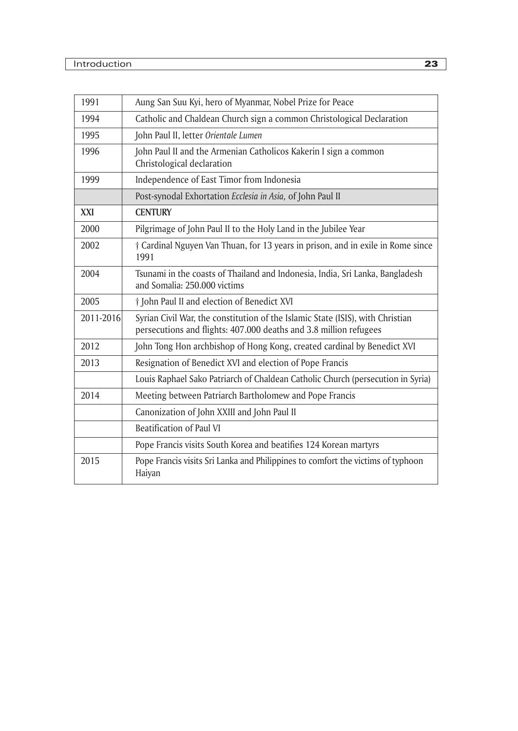| | |
|---|---|
| 1991 | Aung San Suu Kyi, hero of Myanmar, Nobel Prize for Peace |
| 1994 | Catholic and Chaldean Church sign a common Christological Declaration |
| 1995 | John Paul II, letter *Orientale Lumen* |
| 1996 | John Paul II and the Armenian Catholicos Kakerin I sign a common Christological declaration |
| 1999 | Independence of East Timor from Indonesia |
| | Post-synodal Exhortation *Ecclesia in Asia,* of John Paul II |
| **XXI** | **CENTURY** |
| 2000 | Pilgrimage of John Paul II to the Holy Land in the Jubilee Year |
| 2002 | † Cardinal Nguyen Van Thuan, for 13 years in prison, and in exile in Rome since 1991 |
| 2004 | Tsunami in the coasts of Thailand and Indonesia, India, Sri Lanka, Bangladesh and Somalia: 250.000 victims |
| 2005 | † John Paul II and election of Benedict XVI |
| 2011-2016 | Syrian Civil War, the constitution of the Islamic State (ISIS), with Christian persecutions and flights: 407.000 deaths and 3.8 million refugees |
| 2012 | John Tong Hon archbishop of Hong Kong, created cardinal by Benedict XVI |
| 2013 | Resignation of Benedict XVI and election of Pope Francis |
| | Louis Raphael Sako Patriarch of Chaldean Catholic Church (persecution in Syria) |
| 2014 | Meeting between Patriarch Bartholomew and Pope Francis |
| | Canonization of John XXIII and John Paul II |
| | Beatification of Paul VI |
| | Pope Francis visits South Korea and beatifies 124 Korean martyrs |
| 2015 | Pope Francis visits Sri Lanka and Philippines to comfort the victims of typhoon Haiyan |